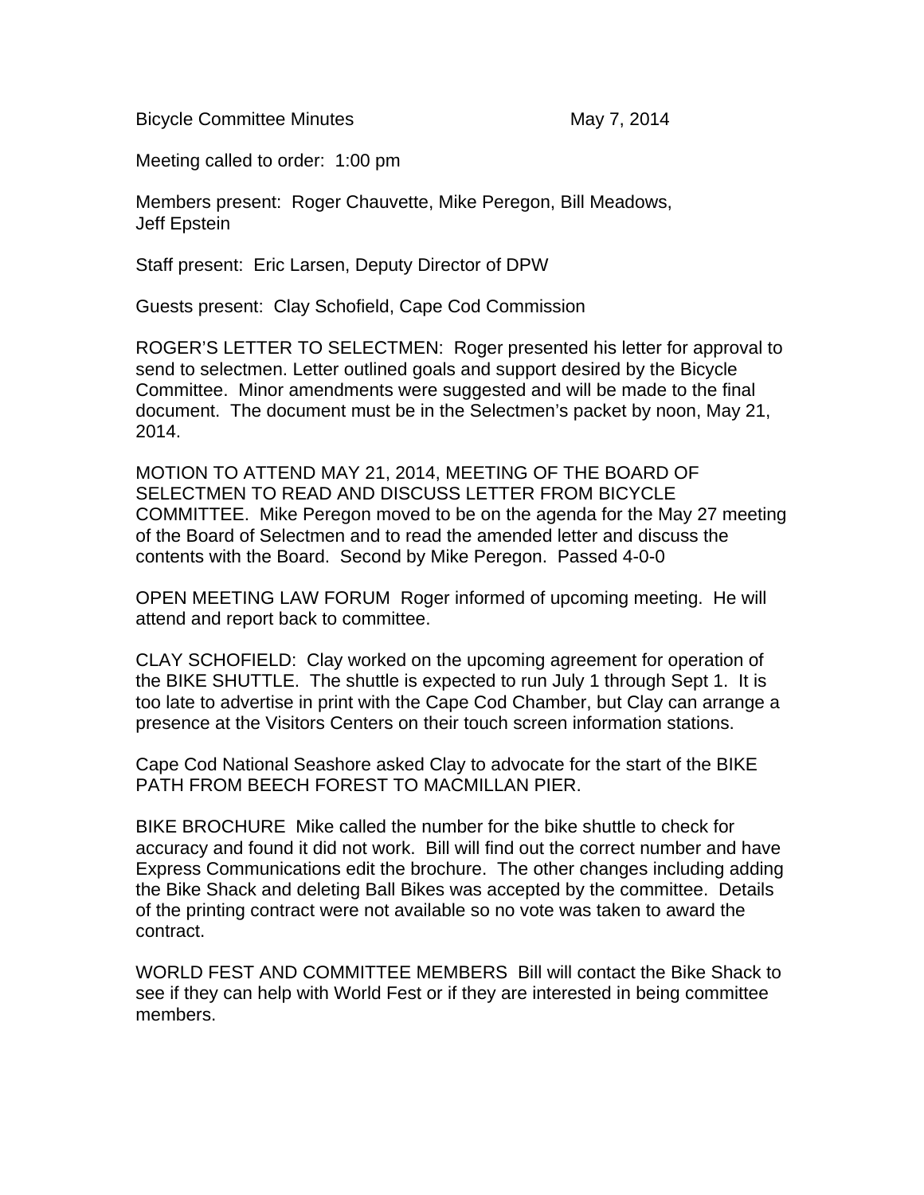Bicycle Committee Minutes May 7, 2014

Meeting called to order: 1:00 pm

Members present: Roger Chauvette, Mike Peregon, Bill Meadows, Jeff Epstein

Staff present: Eric Larsen, Deputy Director of DPW

Guests present: Clay Schofield, Cape Cod Commission

ROGER'S LETTER TO SELECTMEN: Roger presented his letter for approval to send to selectmen. Letter outlined goals and support desired by the Bicycle Committee. Minor amendments were suggested and will be made to the final document. The document must be in the Selectmen's packet by noon, May 21, 2014.

MOTION TO ATTEND MAY 21, 2014, MEETING OF THE BOARD OF SELECTMEN TO READ AND DISCUSS LETTER FROM BICYCLE COMMITTEE. Mike Peregon moved to be on the agenda for the May 27 meeting of the Board of Selectmen and to read the amended letter and discuss the contents with the Board. Second by Mike Peregon. Passed 4-0-0

OPEN MEETING LAW FORUM Roger informed of upcoming meeting. He will attend and report back to committee.

CLAY SCHOFIELD: Clay worked on the upcoming agreement for operation of the BIKE SHUTTLE. The shuttle is expected to run July 1 through Sept 1. It is too late to advertise in print with the Cape Cod Chamber, but Clay can arrange a presence at the Visitors Centers on their touch screen information stations.

Cape Cod National Seashore asked Clay to advocate for the start of the BIKE PATH FROM BEECH FOREST TO MACMILLAN PIER.

BIKE BROCHURE Mike called the number for the bike shuttle to check for accuracy and found it did not work. Bill will find out the correct number and have Express Communications edit the brochure. The other changes including adding the Bike Shack and deleting Ball Bikes was accepted by the committee. Details of the printing contract were not available so no vote was taken to award the contract.

WORLD FEST AND COMMITTEE MEMBERS Bill will contact the Bike Shack to see if they can help with World Fest or if they are interested in being committee members.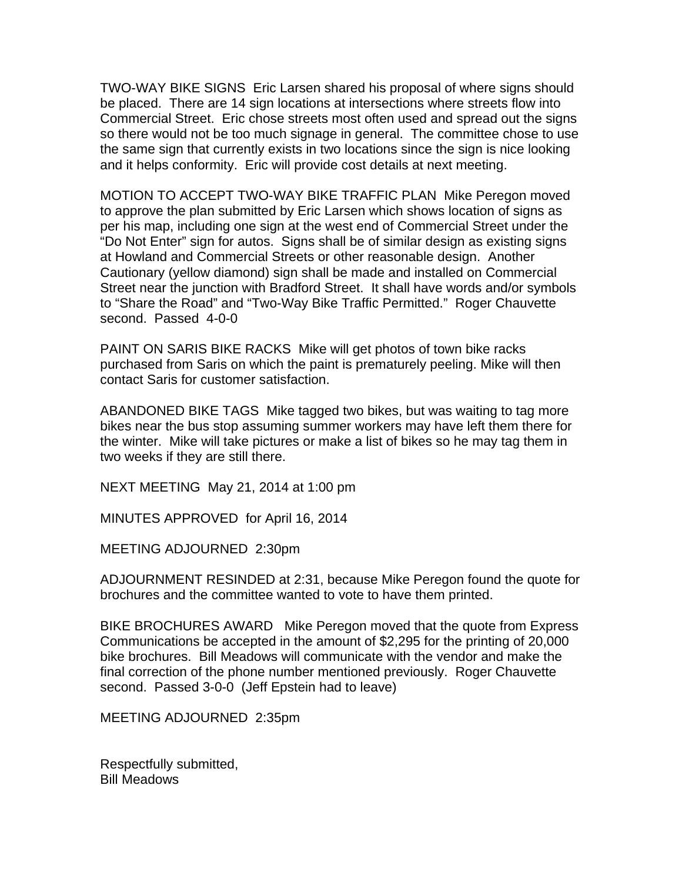TWO-WAY BIKE SIGNS  Eric Larsen shared his proposal of where signs should be placed. There are 14 sign locations at intersections where streets flow into Commercial Street. Eric chose streets most often used and spread out the signs so there would not be too much signage in general. The committee chose to use the same sign that currently exists in two locations since the sign is nice looking and it helps conformity. Eric will provide cost details at next meeting.

MOTION TO ACCEPT TWO-WAY BIKE TRAFFIC PLAN  Mike Peregon moved to approve the plan submitted by Eric Larsen which shows location of signs as per his map, including one sign at the west end of Commercial Street under the "Do Not Enter" sign for autos. Signs shall be of similar design as existing signs at Howland and Commercial Streets or other reasonable design. Another Cautionary (yellow diamond) sign shall be made and installed on Commercial Street near the junction with Bradford Street. It shall have words and/or symbols to "Share the Road" and "Two-Way Bike Traffic Permitted." Roger Chauvette second. Passed 4-0-0

PAINT ON SARIS BIKE RACKS  Mike will get photos of town bike racks purchased from Saris on which the paint is prematurely peeling. Mike will then contact Saris for customer satisfaction.

ABANDONED BIKE TAGS  Mike tagged two bikes, but was waiting to tag more bikes near the bus stop assuming summer workers may have left them there for the winter. Mike will take pictures or make a list of bikes so he may tag them in two weeks if they are still there.

NEXT MEETING  May 21, 2014 at 1:00 pm

MINUTES APPROVED  for April 16, 2014

MEETING ADJOURNED  2:30pm

ADJOURNMENT RESINDED at 2:31, because Mike Peregon found the quote for brochures and the committee wanted to vote to have them printed.

BIKE BROCHURES AWARD  Mike Peregon moved that the quote from Express Communications be accepted in the amount of $2,295 for the printing of 20,000 bike brochures. Bill Meadows will communicate with the vendor and make the final correction of the phone number mentioned previously. Roger Chauvette second. Passed 3-0-0 (Jeff Epstein had to leave)

MEETING ADJOURNED  2:35pm

Respectfully submitted,
Bill Meadows